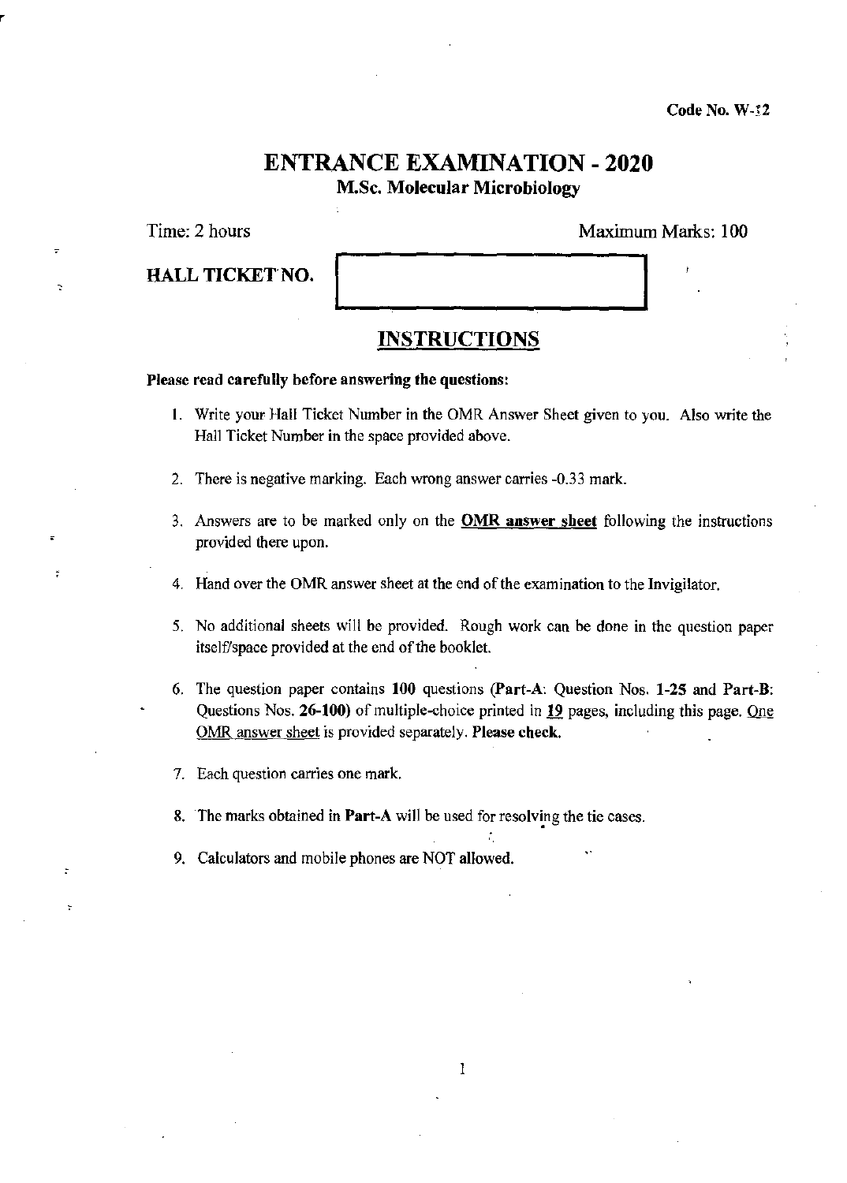Code No. W-12

# ENTRANCE EXAMINATION - 2020

## M.Sc. Molecular Microbiology

Time: 2 hours

Maximum Marks: 100

**HALL TICKET NO.**

## INSTRUCTIONS

**Please read carefully before answering the questions:**

1. Write your Hall Ticket Number in the OMR Answer Sheet given to you. Also write the Hall Ticket Number in the space provided above.
2. There is negative marking. Each wrong answer carries -0.33 mark.
3. Answers are to be marked only on the **OMR answer sheet** following the instructions provided there upon.
4. Hand over the OMR answer sheet at the end of the examination to the Invigilator.
5. No additional sheets will be provided. Rough work can be done in the question paper itself/space provided at the end of the booklet.
6. The question paper contains **100** questions (**Part-A**: Question Nos. **1-25** and **Part-B**: Questions Nos. **26-100**) of multiple-choice printed in **19** pages, including this page. One OMR answer sheet is provided separately. **Please check.**
7. Each question carries one mark.
8. The marks obtained in **Part-A** will be used for resolving the tie cases.
9. Calculators and mobile phones are NOT allowed.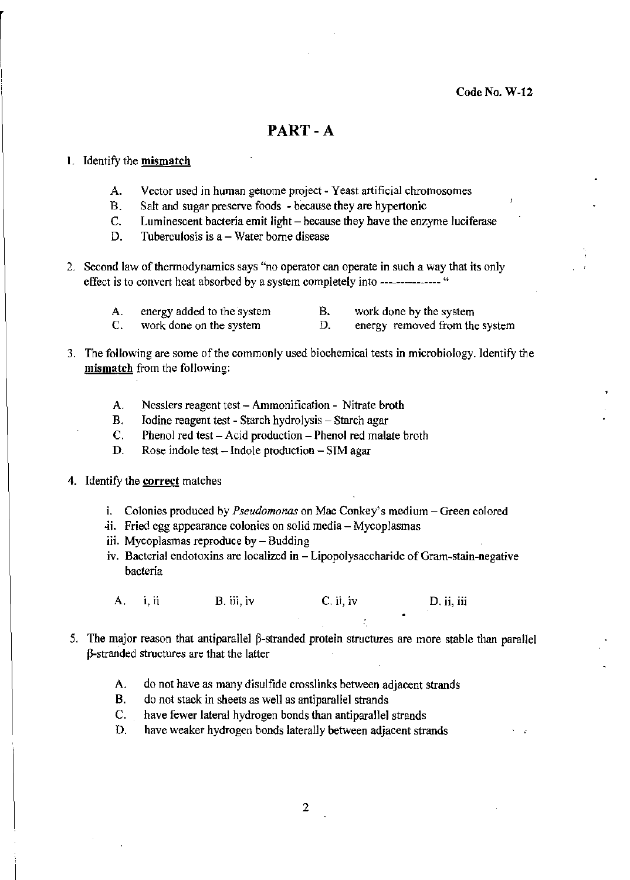Code No. W-12

# PART - A

1. Identify the **mismatch**

   A. Vector used in human genome project - Yeast artificial chromosomes
   B. Salt and sugar preserve foods - because they are hypertonic
   C. Luminescent bacteria emit light – because they have the enzyme luciferase
   D. Tuberculosis is a – Water borne disease

2. Second law of thermodynamics says "no operator can operate in such a way that its only effect is to convert heat absorbed by a system completely into -------------- "

   A. energy added to the system
   B. work done by the system
   C. work done on the system
   D. energy removed from the system

3. The following are some of the commonly used biochemical tests in microbiology. Identify the **mismatch** from the following:

   A. Nesslers reagent test – Ammonification - Nitrate broth
   B. Iodine reagent test - Starch hydrolysis – Starch agar
   C. Phenol red test – Acid production – Phenol red malate broth
   D. Rose indole test – Indole production – SIM agar

4. Identify the **correct** matches

   i. Colonies produced by *Pseudomonas* on Mac Conkey's medium – Green colored
   ii. Fried egg appearance colonies on solid media – Mycoplasmas
   iii. Mycoplasmas reproduce by – Budding
   iv. Bacterial endotoxins are localized in – Lipopolysaccharide of Gram-stain-negative bacteria

   A. i, ii
   B. iii, iv
   C. ii, iv
   D. ii, iii

5. The major reason that antiparallel β-stranded protein structures are more stable than parallel β-stranded structures are that the latter

   A. do not have as many disulfide crosslinks between adjacent strands
   B. do not stack in sheets as well as antiparallel strands
   C. have fewer lateral hydrogen bonds than antiparallel strands
   D. have weaker hydrogen bonds laterally between adjacent strands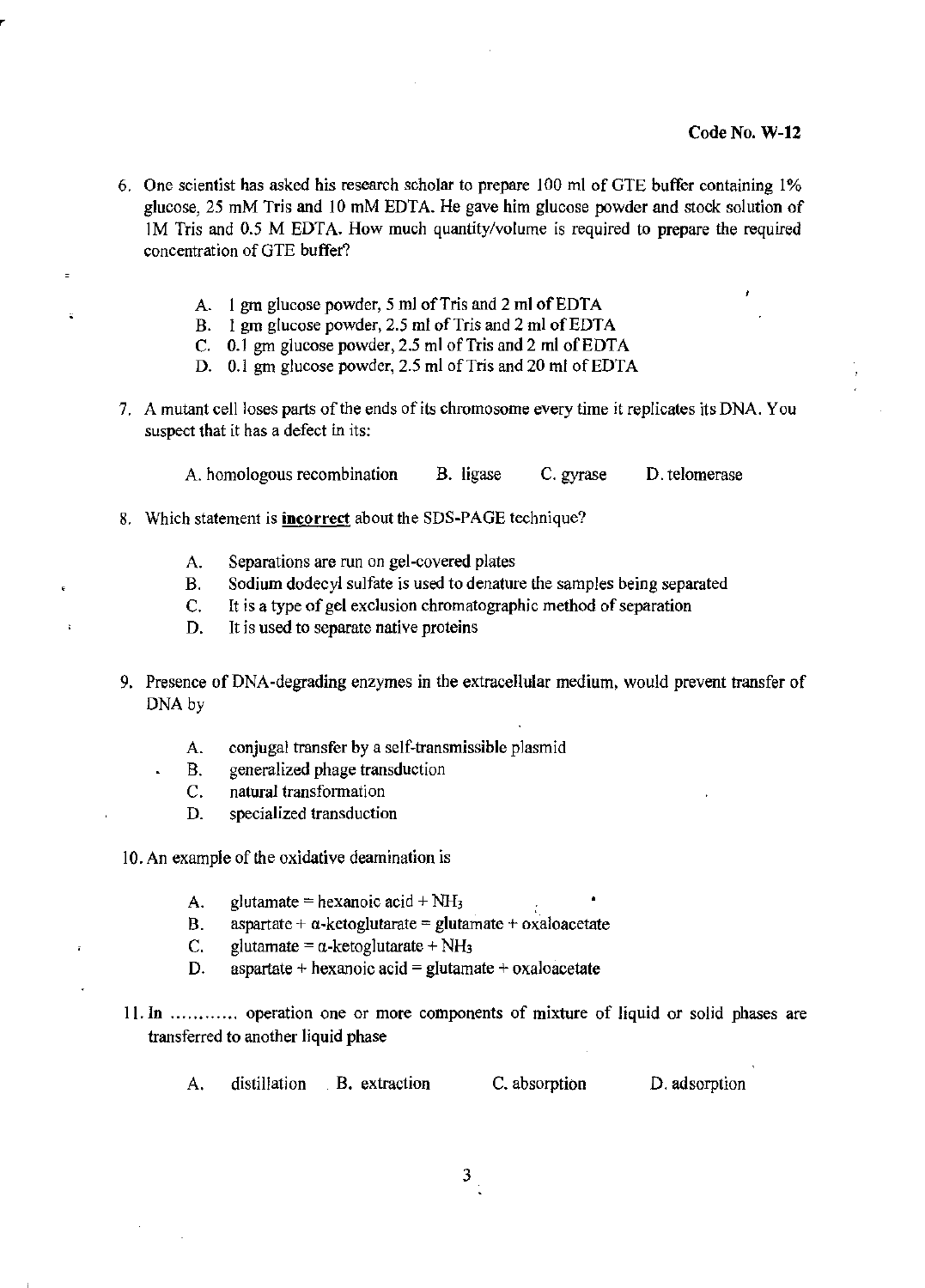Code No. W-12

6. One scientist has asked his research scholar to prepare 100 ml of GTE buffer containing 1% glucose, 25 mM Tris and 10 mM EDTA. He gave him glucose powder and stock solution of 1M Tris and 0.5 M EDTA. How much quantity/volume is required to prepare the required concentration of GTE buffer?

   A. 1 gm glucose powder, 5 ml of Tris and 2 ml of EDTA
   B. 1 gm glucose powder, 2.5 ml of Tris and 2 ml of EDTA
   C. 0.1 gm glucose powder, 2.5 ml of Tris and 2 ml of EDTA
   D. 0.1 gm glucose powder, 2.5 ml of Tris and 20 ml of EDTA

7. A mutant cell loses parts of the ends of its chromosome every time it replicates its DNA. You suspect that it has a defect in its:

   A. homologous recombination  B. ligase  C. gyrase  D. telomerase

8. Which statement is **incorrect** about the SDS-PAGE technique?

   A. Separations are run on gel-covered plates
   B. Sodium dodecyl sulfate is used to denature the samples being separated
   C. It is a type of gel exclusion chromatographic method of separation
   D. It is used to separate native proteins

9. Presence of DNA-degrading enzymes in the extracellular medium, would prevent transfer of DNA by

   A. conjugal transfer by a self-transmissible plasmid
   B. generalized phage transduction
   C. natural transformation
   D. specialized transduction

10. An example of the oxidative deamination is

   A. glutamate = hexanoic acid + $NH_3$
   B. aspartate + $\alpha$-ketoglutarate = glutamate + oxaloacetate
   C. glutamate = $\alpha$-ketoglutarate + $NH_3$
   D. aspartate + hexanoic acid = glutamate + oxaloacetate

11. In ........... operation one or more components of mixture of liquid or solid phases are transferred to another liquid phase

   A. distillation  B. extraction  C. absorption  D. adsorption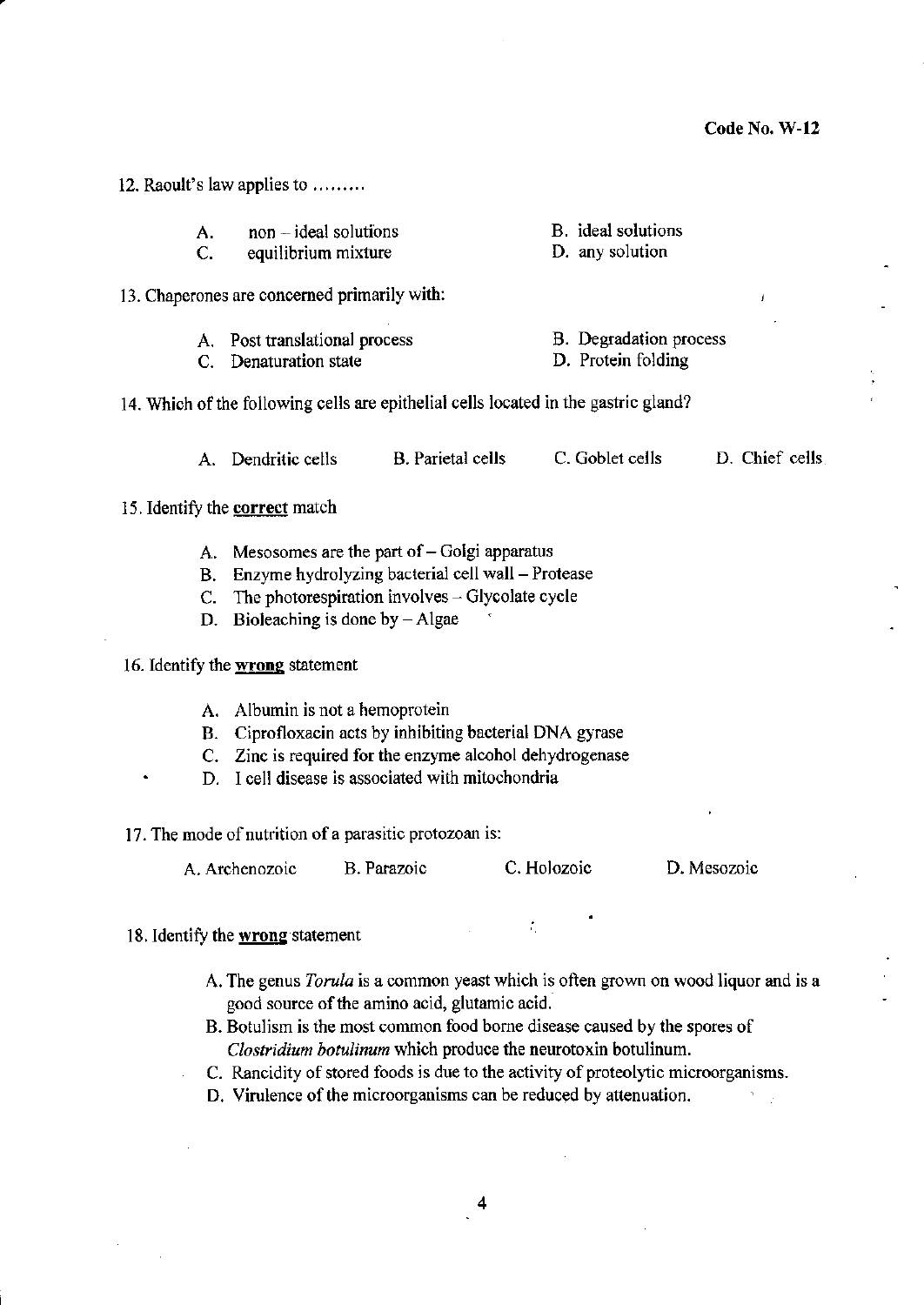Code No. W-12

12. Raoult's law applies to .........

A. non – ideal solutions
B. ideal solutions
C. equilibrium mixture
D. any solution

13. Chaperones are concerned primarily with:

A. Post translational process
B. Degradation process
C. Denaturation state
D. Protein folding

14. Which of the following cells are epithelial cells located in the gastric gland?

A. Dendritic cells
B. Parietal cells
C. Goblet cells
D. Chief cells

15. Identify the **correct** match

A. Mesosomes are the part of – Golgi apparatus
B. Enzyme hydrolyzing bacterial cell wall – Protease
C. The photorespiration involves – Glycolate cycle
D. Bioleaching is done by – Algae

16. Identify the **wrong** statement

A. Albumin is not a hemoprotein
B. Ciprofloxacin acts by inhibiting bacterial DNA gyrase
C. Zinc is required for the enzyme alcohol dehydrogenase
D. I cell disease is associated with mitochondria

17. The mode of nutrition of a parasitic protozoan is:

A. Archenozoic
B. Parazoic
C. Holozoic
D. Mesozoic

18. Identify the **wrong** statement

A. The genus *Torula* is a common yeast which is often grown on wood liquor and is a good source of the amino acid, glutamic acid.
B. Botulism is the most common food borne disease caused by the spores of *Clostridium botulinum* which produce the neurotoxin botulinum.
C. Rancidity of stored foods is due to the activity of proteolytic microorganisms.
D. Virulence of the microorganisms can be reduced by attenuation.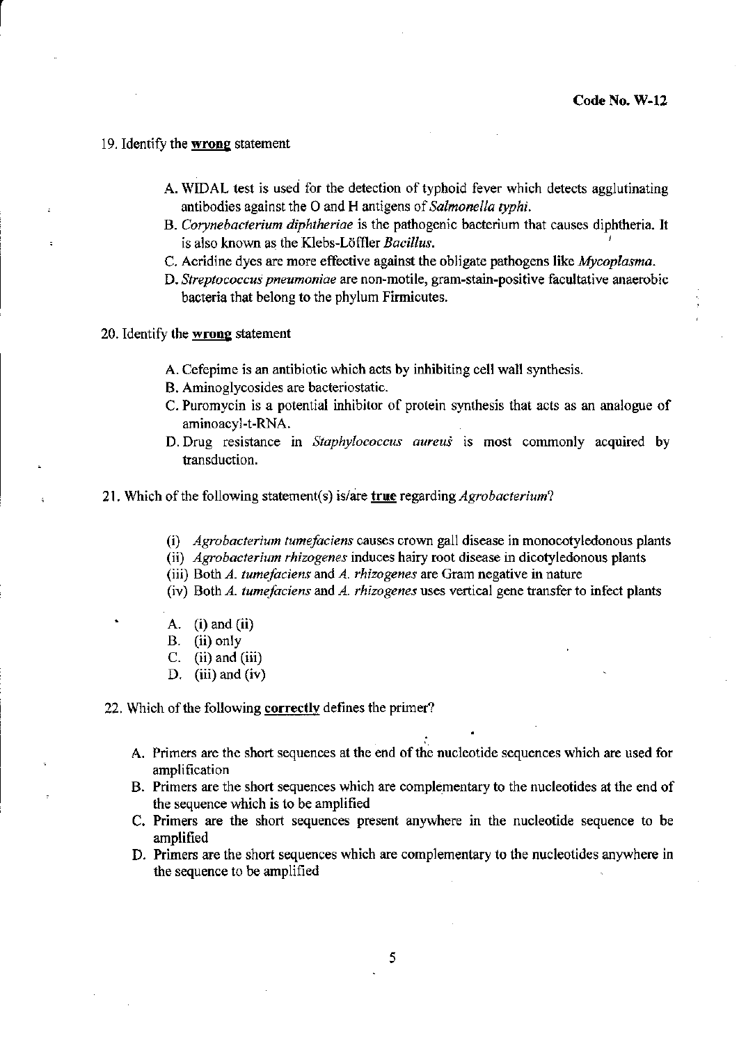19. Identify the **wrong** statement

A. WIDAL test is used for the detection of typhoid fever which detects agglutinating antibodies against the O and H antigens of *Salmonella typhi*.
B. *Corynebacterium diphtheriae* is the pathogenic bacterium that causes diphtheria. It is also known as the Klebs-Löffler *Bacillus*.
C. Acridine dyes are more effective against the obligate pathogens like *Mycoplasma*.
D. *Streptococcus pneumoniae* are non-motile, gram-stain-positive facultative anaerobic bacteria that belong to the phylum Firmicutes.

20. Identify the **wrong** statement

A. Cefepime is an antibiotic which acts by inhibiting cell wall synthesis.
B. Aminoglycosides are bacteriostatic.
C. Puromycin is a potential inhibitor of protein synthesis that acts as an analogue of aminoacyl-t-RNA.
D. Drug resistance in *Staphylococcus aureus* is most commonly acquired by transduction.

21. Which of the following statement(s) is/are **true** regarding *Agrobacterium*?

(i) *Agrobacterium tumefaciens* causes crown gall disease in monocotyledonous plants
(ii) *Agrobacterium rhizogenes* induces hairy root disease in dicotyledonous plants
(iii) Both *A. tumefaciens* and *A. rhizogenes* are Gram negative in nature
(iv) Both *A. tumefaciens* and *A. rhizogenes* uses vertical gene transfer to infect plants

A. (i) and (ii)
B. (ii) only
C. (ii) and (iii)
D. (iii) and (iv)

22. Which of the following **correctly** defines the primer?

A. Primers are the short sequences at the end of the nucleotide sequences which are used for amplification
B. Primers are the short sequences which are complementary to the nucleotides at the end of the sequence which is to be amplified
C. Primers are the short sequences present anywhere in the nucleotide sequence to be amplified
D. Primers are the short sequences which are complementary to the nucleotides anywhere in the sequence to be amplified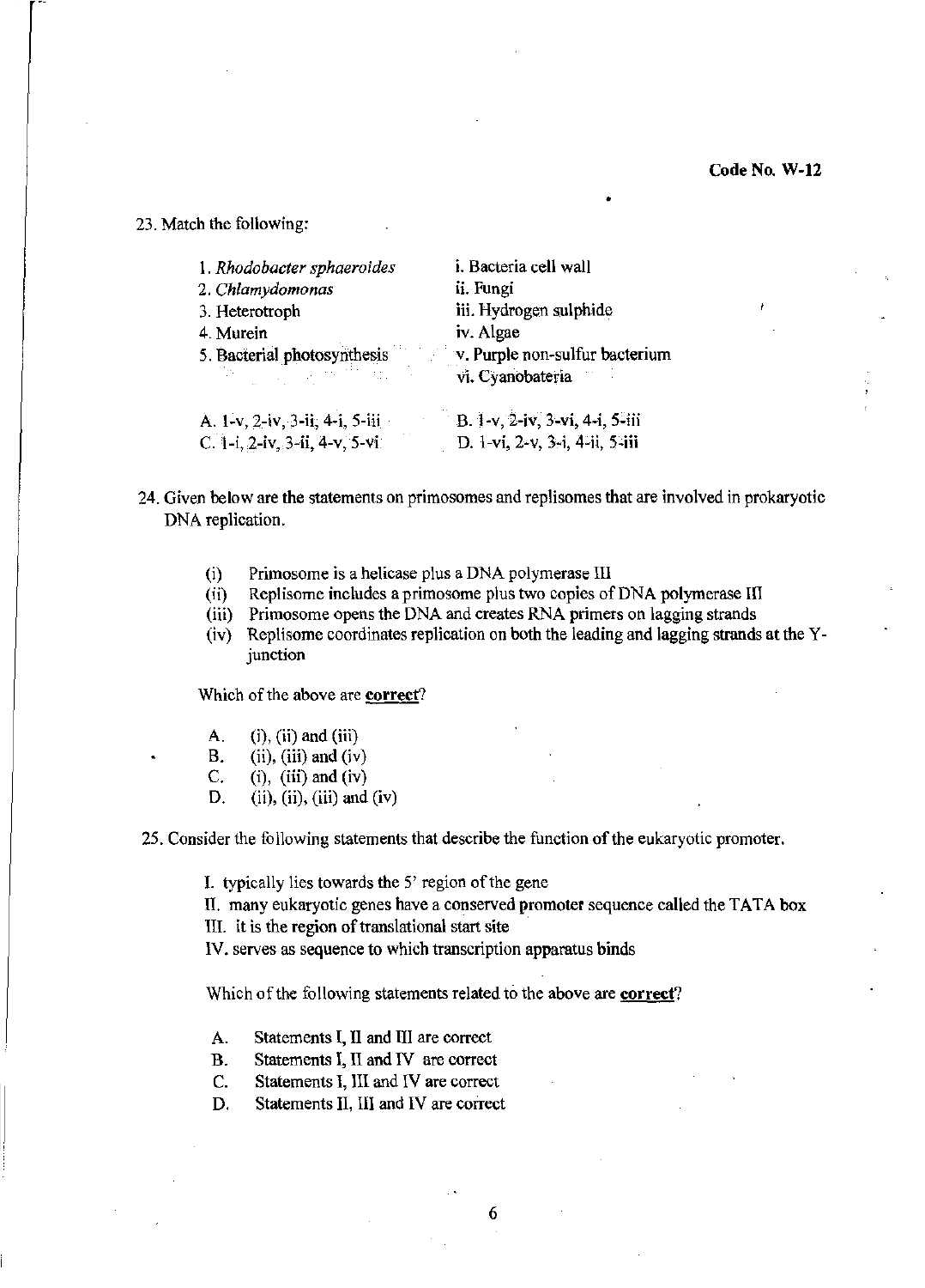23. Match the following:

| | |
|---|---|
| 1. *Rhodobacter sphaeroides* | i. Bacteria cell wall |
| 2. *Chlamydomonas* | ii. Fungi |
| 3. Heterotroph | iii. Hydrogen sulphide |
| 4. Murein | iv. Algae |
| 5. Bacterial photosynthesis | v. Purple non-sulfur bacterium |
| | vi. Cyanobateria |

| | |
|---|---|
| A. 1-v, 2-iv, 3-ii, 4-i, 5-iii | B. 1-v, 2-iv, 3-vi, 4-i, 5-iii |
| C. 1-i, 2-iv, 3-ii, 4-v, 5-vi | D. 1-vi, 2-v, 3-i, 4-ii, 5-iii |

24. Given below are the statements on primosomes and replisomes that are involved in prokaryotic DNA replication.

(i) Primosome is a helicase plus a DNA polymerase III
(ii) Replisome includes a primosome plus two copies of DNA polymerase III
(iii) Primosome opens the DNA and creates RNA primers on lagging strands
(iv) Replisome coordinates replication on both the leading and lagging strands at the Y-junction

Which of the above are **correct**?

A. (i), (ii) and (iii)
B. (ii), (iii) and (iv)
C. (i), (iii) and (iv)
D. (ii), (ii), (iii) and (iv)

25. Consider the following statements that describe the function of the eukaryotic promoter.

I. typically lies towards the 5' region of the gene
II. many eukaryotic genes have a conserved promoter sequence called the TATA box
III. it is the region of translational start site
IV. serves as sequence to which transcription apparatus binds

Which of the following statements related to the above are **correct**?

A. Statements I, II and III are correct
B. Statements I, II and IV are correct
C. Statements I, III and IV are correct
D. Statements II, III and IV are correct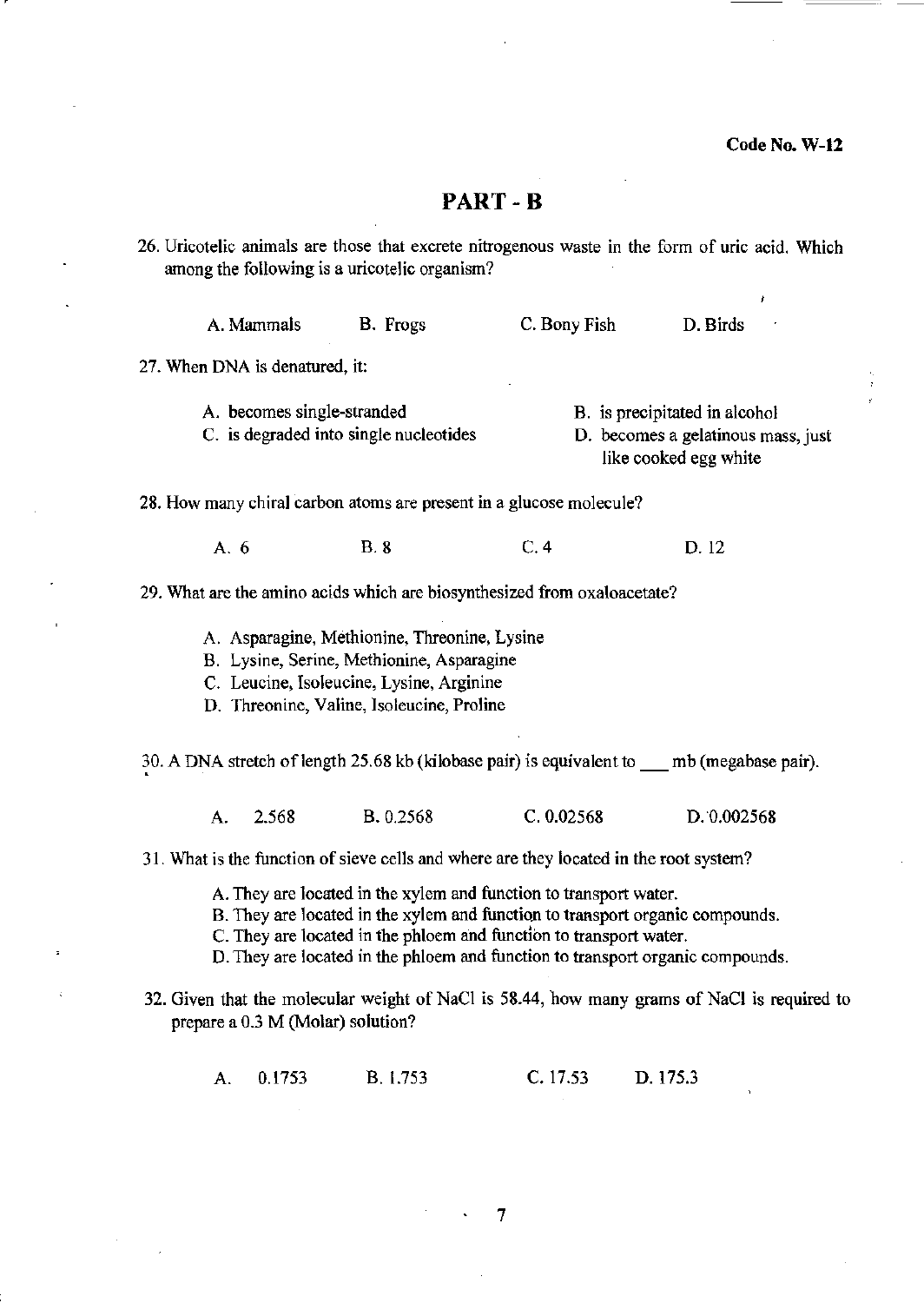Code No. W-12

## PART - B

26. Uricotelic animals are those that excrete nitrogenous waste in the form of uric acid. Which among the following is a uricotelic organism?

    A. Mammals　　B. Frogs　　C. Bony Fish　　D. Birds

27. When DNA is denatured, it:

    A. becomes single-stranded
    B. is precipitated in alcohol
    C. is degraded into single nucleotides
    D. becomes a gelatinous mass, just like cooked egg white

28. How many chiral carbon atoms are present in a glucose molecule?

    A. 6　　B. 8　　C. 4　　D. 12

29. What are the amino acids which are biosynthesized from oxaloacetate?

    A. Asparagine, Methionine, Threonine, Lysine
    B. Lysine, Serine, Methionine, Asparagine
    C. Leucine, Isoleucine, Lysine, Arginine
    D. Threonine, Valine, Isoleucine, Proline

30. A DNA stretch of length 25.68 kb (kilobase pair) is equivalent to ___ mb (megabase pair).

    A. 2.568　　B. 0.2568　　C. 0.02568　　D. 0.002568

31. What is the function of sieve cells and where are they located in the root system?

    A. They are located in the xylem and function to transport water.
    B. They are located in the xylem and function to transport organic compounds.
    C. They are located in the phloem and function to transport water.
    D. They are located in the phloem and function to transport organic compounds.

32. Given that the molecular weight of NaCl is 58.44, how many grams of NaCl is required to prepare a 0.3 M (Molar) solution?

    A. 0.1753　　B. 1.753　　C. 17.53　　D. 175.3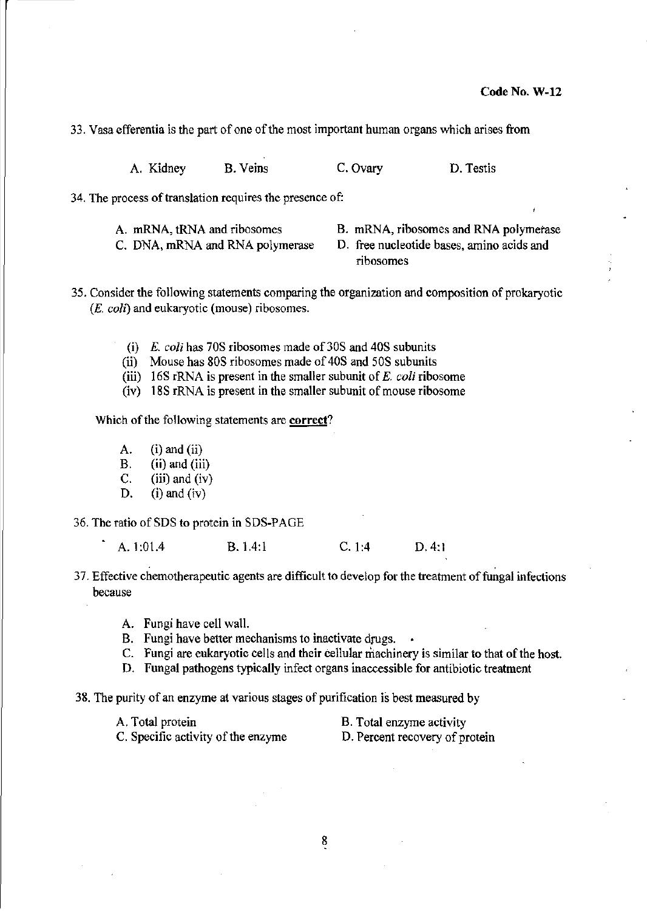33. Vasa efferentia is the part of one of the most important human organs which arises from

A. Kidney B. Veins C. Ovary D. Testis

34. The process of translation requires the presence of:

A. mRNA, tRNA and ribosomes
B. mRNA, ribosomes and RNA polymerase
C. DNA, mRNA and RNA polymerase
D. free nucleotide bases, amino acids and ribosomes

35. Consider the following statements comparing the organization and composition of prokaryotic (*E. coli*) and eukaryotic (mouse) ribosomes.

(i) *E. coli* has 70S ribosomes made of 30S and 40S subunits
(ii) Mouse has 80S ribosomes made of 40S and 50S subunits
(iii) 16S rRNA is present in the smaller subunit of *E. coli* ribosome
(iv) 18S rRNA is present in the smaller subunit of mouse ribosome

Which of the following statements are **correct**?

A. (i) and (ii)
B. (ii) and (iii)
C. (iii) and (iv)
D. (i) and (iv)

36. The ratio of SDS to protein in SDS-PAGE

A. 1:01.4 B. 1.4:1 C. 1:4 D. 4:1

37. Effective chemotherapeutic agents are difficult to develop for the treatment of fungal infections because

A. Fungi have cell wall.
B. Fungi have better mechanisms to inactivate drugs.
C. Fungi are eukaryotic cells and their cellular machinery is similar to that of the host.
D. Fungal pathogens typically infect organs inaccessible for antibiotic treatment

38. The purity of an enzyme at various stages of purification is best measured by

A. Total protein
B. Total enzyme activity
C. Specific activity of the enzyme
D. Percent recovery of protein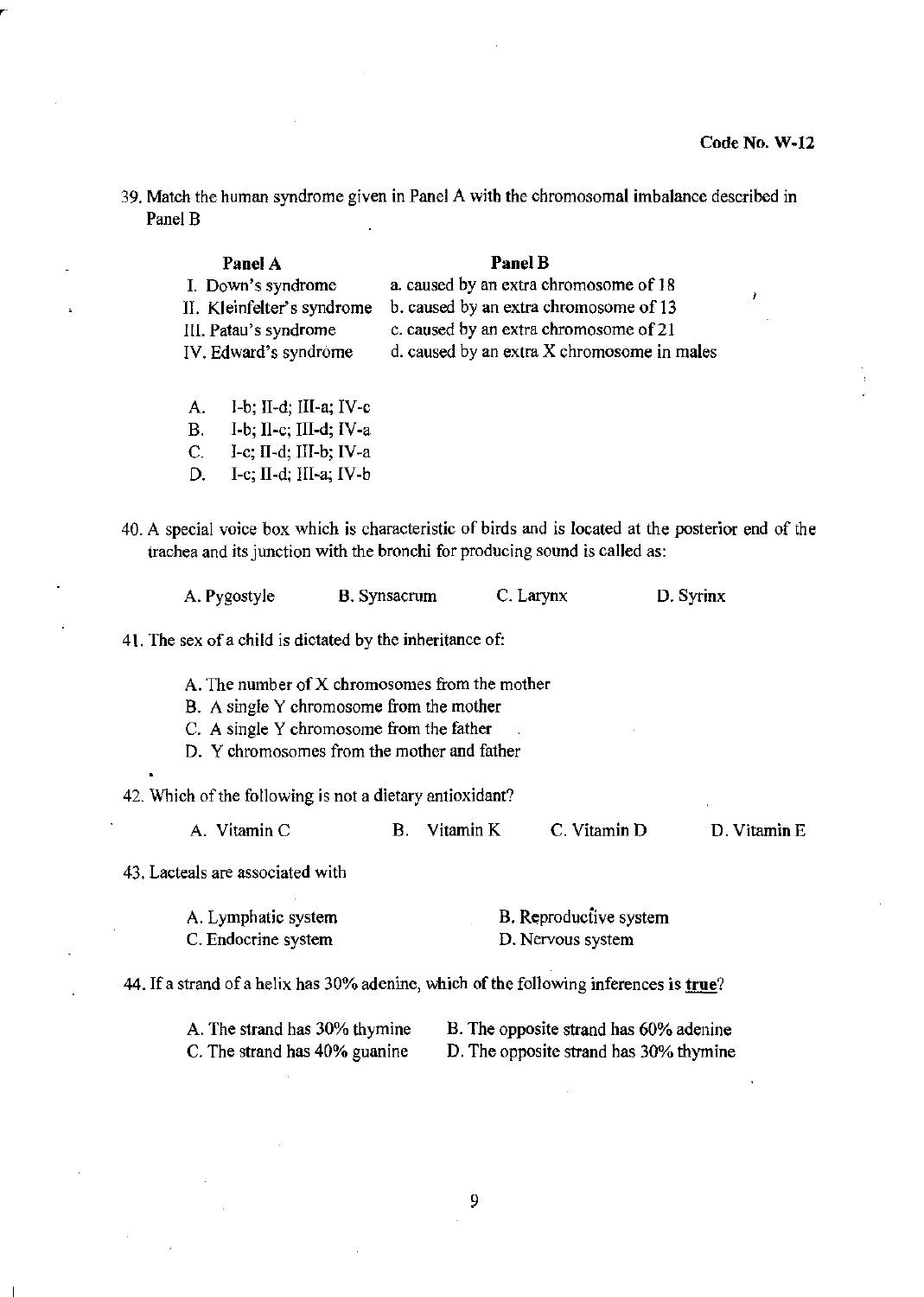Code No. W-12

39. Match the human syndrome given in Panel A with the chromosomal imbalance described in Panel B

| Panel A | Panel B |
|---|---|
| I. Down's syndrome | a. caused by an extra chromosome of 18 |
| II. Kleinfelter's syndrome | b. caused by an extra chromosome of 13 |
| III. Patau's syndrome | c. caused by an extra chromosome of 21 |
| IV. Edward's syndrome | d. caused by an extra X chromosome in males |

A. I-b; II-d; III-a; IV-c
B. I-b; II-c; III-d; IV-a
C. I-c; II-d; III-b; IV-a
D. I-c; II-d; III-a; IV-b

40. A special voice box which is characteristic of birds and is located at the posterior end of the trachea and its junction with the bronchi for producing sound is called as:

A. Pygostyle  B. Synsacrum  C. Larynx  D. Syrinx

41. The sex of a child is dictated by the inheritance of:

A. The number of X chromosomes from the mother
B. A single Y chromosome from the mother
C. A single Y chromosome from the father
D. Y chromosomes from the mother and father

42. Which of the following is not a dietary antioxidant?

A. Vitamin C  B. Vitamin K  C. Vitamin D  D. Vitamin E

43. Lacteals are associated with

A. Lymphatic system  B. Reproductive system
C. Endocrine system  D. Nervous system

44. If a strand of a helix has 30% adenine, which of the following inferences is **true**?

A. The strand has 30% thymine  B. The opposite strand has 60% adenine
C. The strand has 40% guanine  D. The opposite strand has 30% thymine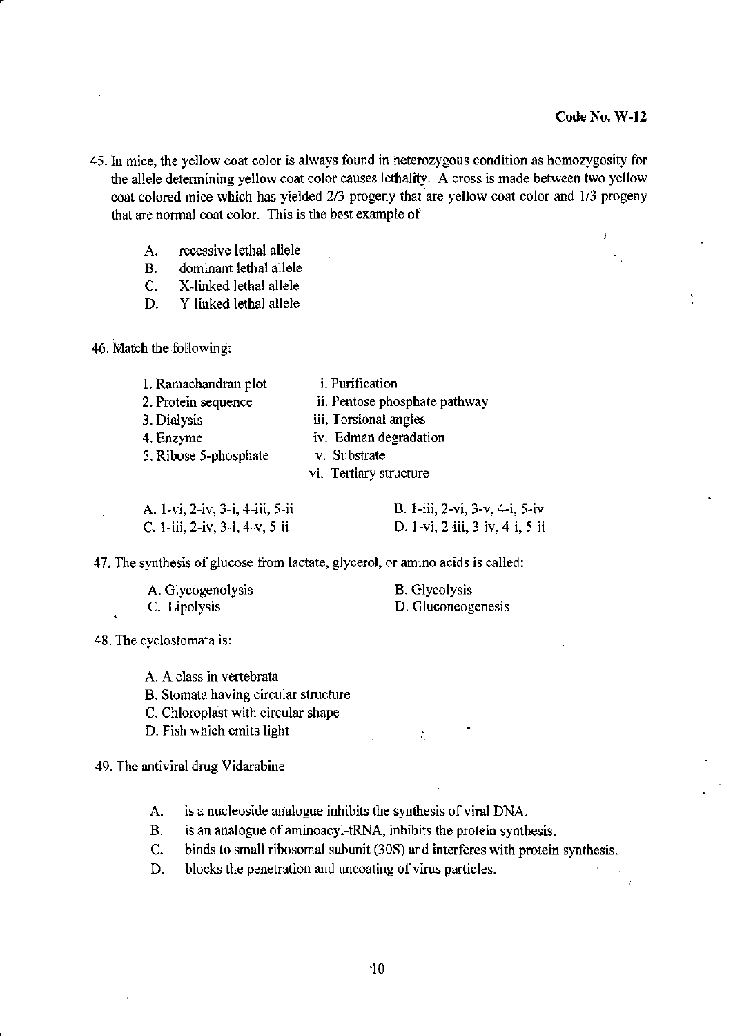Code No. W-12

45. In mice, the yellow coat color is always found in heterozygous condition as homozygosity for the allele determining yellow coat color causes lethality. A cross is made between two yellow coat colored mice which has yielded 2/3 progeny that are yellow coat color and 1/3 progeny that are normal coat color. This is the best example of

    A. recessive lethal allele
    B. dominant lethal allele
    C. X-linked lethal allele
    D. Y-linked lethal allele

46. Match the following:

| | |
|---|---|
| 1. Ramachandran plot | i. Purification |
| 2. Protein sequence | ii. Pentose phosphate pathway |
| 3. Dialysis | iii. Torsional angles |
| 4. Enzyme | iv. Edman degradation |
| 5. Ribose 5-phosphate | v. Substrate |
| | vi. Tertiary structure |

A. 1-vi, 2-iv, 3-i, 4-iii, 5-ii
B. 1-iii, 2-vi, 3-v, 4-i, 5-iv
C. 1-iii, 2-iv, 3-i, 4-v, 5-ii
D. 1-vi, 2-iii, 3-iv, 4-i, 5-ii

47. The synthesis of glucose from lactate, glycerol, or amino acids is called:

A. Glycogenolysis
B. Glycolysis
C. Lipolysis
D. Gluconeogenesis

48. The cyclostomata is:

A. A class in vertebrata
B. Stomata having circular structure
C. Chloroplast with circular shape
D. Fish which emits light

49. The antiviral drug Vidarabine

    A. is a nucleoside analogue inhibits the synthesis of viral DNA.
    B. is an analogue of aminoacyl-tRNA, inhibits the protein synthesis.
    C. binds to small ribosomal subunit (30S) and interferes with protein synthesis.
    D. blocks the penetration and uncoating of virus particles.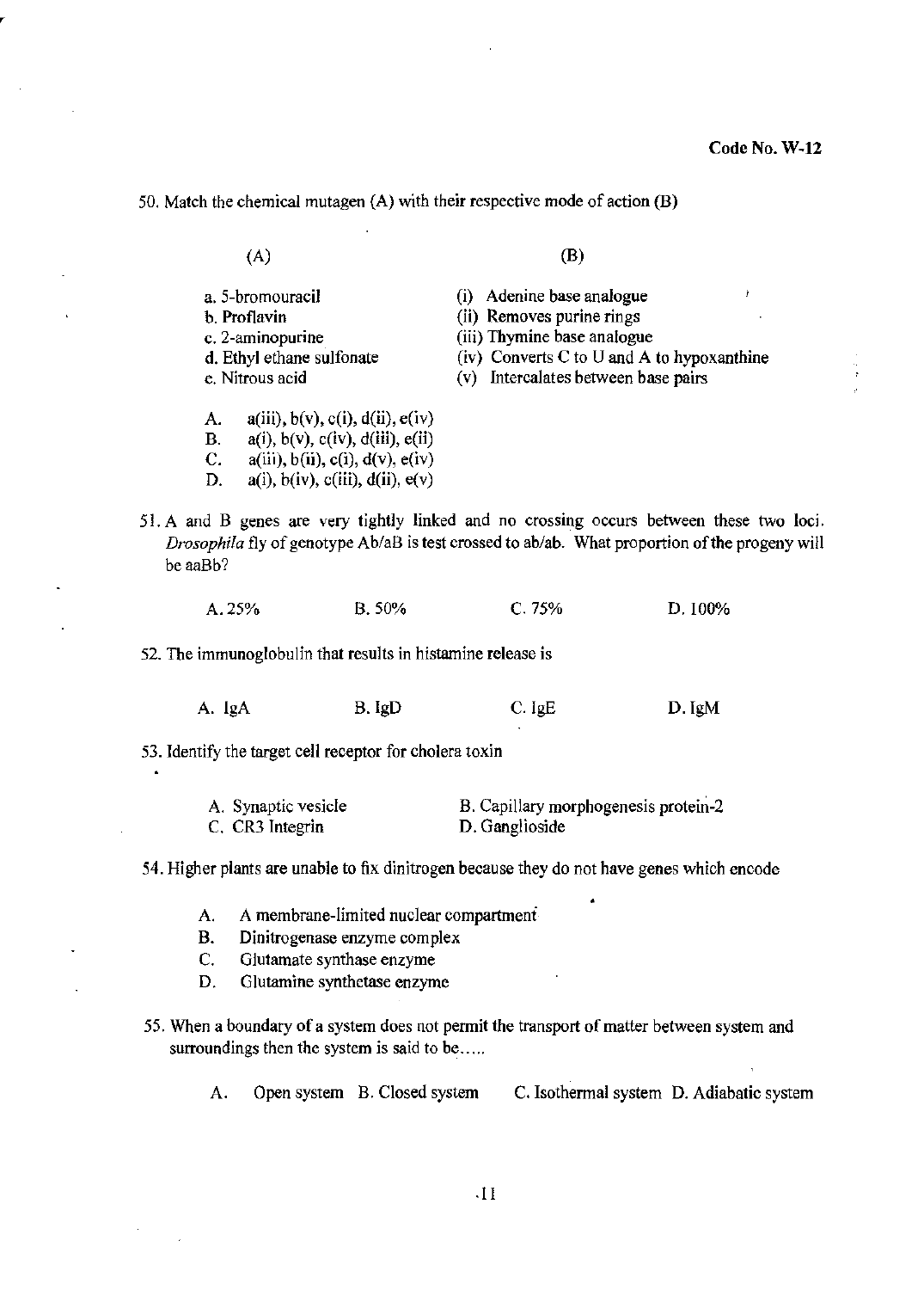Code No. W-12

50. Match the chemical mutagen (A) with their respective mode of action (B)

| (A) | (B) |
|---|---|
| a. 5-bromouracil | (i) Adenine base analogue |
| b. Proflavin | (ii) Removes purine rings |
| c. 2-aminopurine | (iii) Thymine base analogue |
| d. Ethyl ethane sulfonate | (iv) Converts C to U and A to hypoxanthine |
| e. Nitrous acid | (v) Intercalates between base pairs |

A. a(iii), b(v), c(i), d(ii), e(iv)
B. a(i), b(v), c(iv), d(iii), e(ii)
C. a(iii), b(ii), c(i), d(v), e(iv)
D. a(i), b(iv), c(iii), d(ii), e(v)

51. A and B genes are very tightly linked and no crossing occurs between these two loci. *Drosophila* fly of genotype Ab/aB is test crossed to ab/ab. What proportion of the progeny will be aaBb?

A. 25% B. 50% C. 75% D. 100%

52. The immunoglobulin that results in histamine release is

A. IgA B. IgD C. IgE D. IgM

53. Identify the target cell receptor for cholera toxin

A. Synaptic vesicle
B. Capillary morphogenesis protein-2
C. CR3 Integrin
D. Ganglioside

54. Higher plants are unable to fix dinitrogen because they do not have genes which encode

A. A membrane-limited nuclear compartment
B. Dinitrogenase enzyme complex
C. Glutamate synthase enzyme
D. Glutamine synthetase enzyme

55. When a boundary of a system does not permit the transport of matter between system and surroundings then the system is said to be.....

A. Open system B. Closed system C. Isothermal system D. Adiabatic system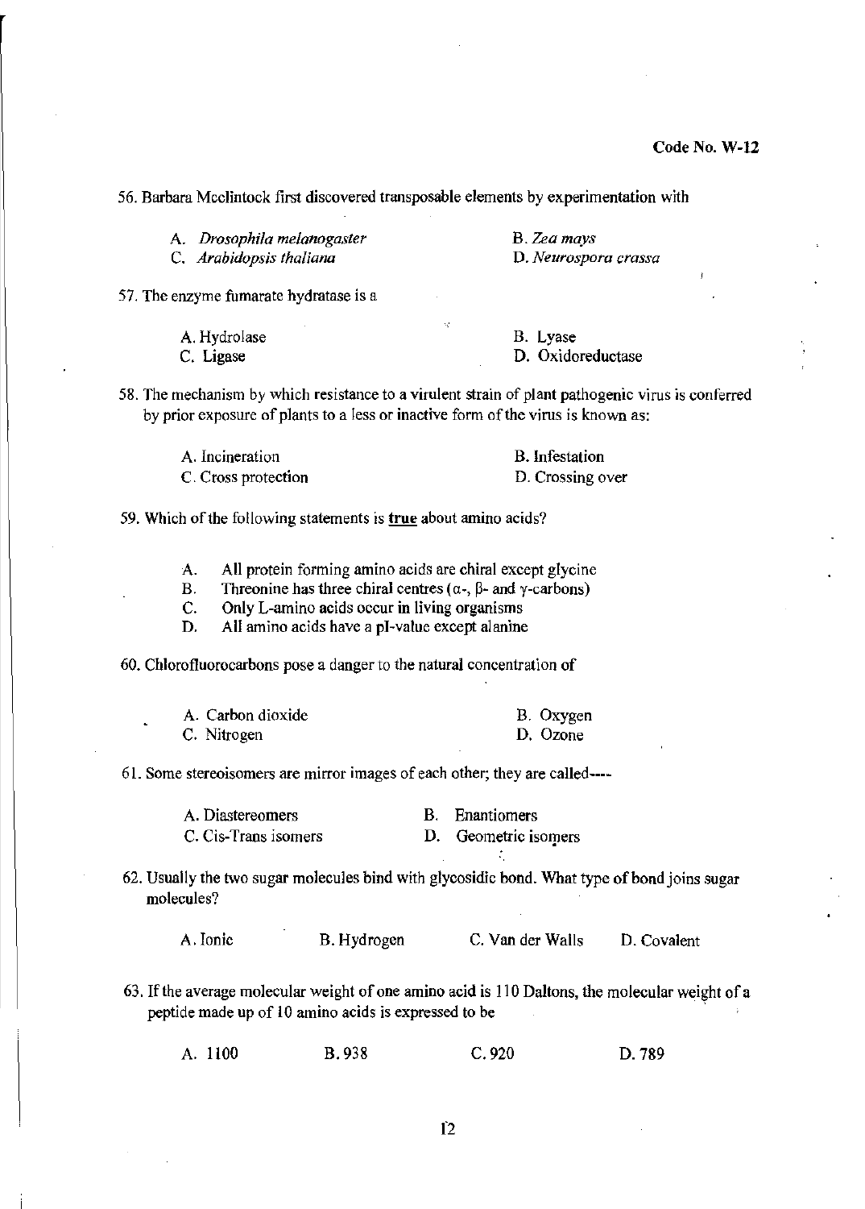Code No. W-12

56. Barbara Mcclintock first discovered transposable elements by experimentation with

A. *Drosophila melanogaster*
B. *Zea mays*
C. *Arabidopsis thaliana*
D. *Neurospora crassa*

57. The enzyme fumarate hydratase is a

A. Hydrolase
B. Lyase
C. Ligase
D. Oxidoreductase

58. The mechanism by which resistance to a virulent strain of plant pathogenic virus is conferred by prior exposure of plants to a less or inactive form of the virus is known as:

A. Incineration
B. Infestation
C. Cross protection
D. Crossing over

59. Which of the following statements is **true** about amino acids?

A. All protein forming amino acids are chiral except glycine
B. Threonine has three chiral centres ($\alpha$-, $\beta$- and $\gamma$-carbons)
C. Only L-amino acids occur in living organisms
D. All amino acids have a pI-value except alanine

60. Chlorofluorocarbons pose a danger to the natural concentration of

A. Carbon dioxide
B. Oxygen
C. Nitrogen
D. Ozone

61. Some stereoisomers are mirror images of each other; they are called----

A. Diastereomers
B. Enantiomers
C. Cis-Trans isomers
D. Geometric isomers

62. Usually the two sugar molecules bind with glycosidic bond. What type of bond joins sugar molecules?

A. Ionic
B. Hydrogen
C. Van der Walls
D. Covalent

63. If the average molecular weight of one amino acid is 110 Daltons, the molecular weight of a peptide made up of 10 amino acids is expressed to be

A. 1100
B. 938
C. 920
D. 789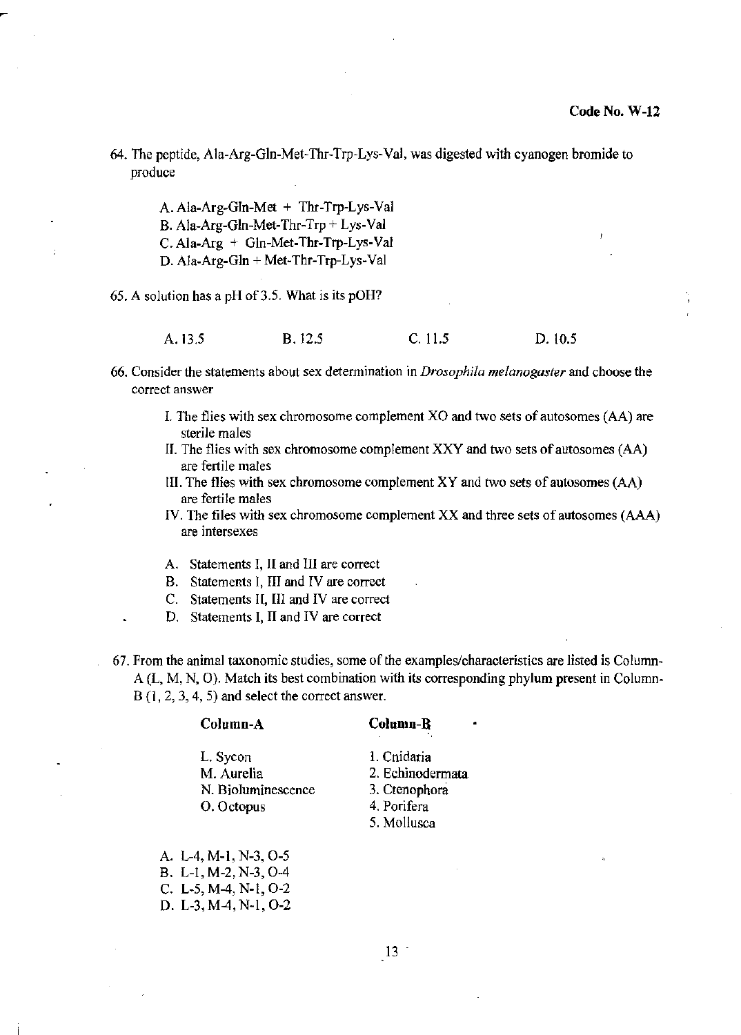64. The peptide, Ala-Arg-Gln-Met-Thr-Trp-Lys-Val, was digested with cyanogen bromide to produce

A. Ala-Arg-Gln-Met + Thr-Trp-Lys-Val
B. Ala-Arg-Gln-Met-Thr-Trp + Lys-Val
C. Ala-Arg + Gln-Met-Thr-Trp-Lys-Val
D. Ala-Arg-Gln + Met-Thr-Trp-Lys-Val

65. A solution has a pH of 3.5. What is its pOH?

A. 13.5 B. 12.5 C. 11.5 D. 10.5

66. Consider the statements about sex determination in *Drosophila melanogaster* and choose the correct answer

I. The flies with sex chromosome complement XO and two sets of autosomes (AA) are sterile males
II. The flies with sex chromosome complement XXY and two sets of autosomes (AA) are fertile males
III. The flies with sex chromosome complement XY and two sets of autosomes (AA) are fertile males
IV. The files with sex chromosome complement XX and three sets of autosomes (AAA) are intersexes

A. Statements I, II and III are correct
B. Statements I, III and IV are correct
C. Statements II, III and IV are correct
D. Statements I, II and IV are correct

67. From the animal taxonomic studies, some of the examples/characteristics are listed is Column-A (L, M, N, O). Match its best combination with its corresponding phylum present in Column-B (1, 2, 3, 4, 5) and select the correct answer.

| Column-A | Column-B |
|---|---|
| L. Sycon | 1. Cnidaria |
| M. Aurelia | 2. Echinodermata |
| N. Bioluminescence | 3. Ctenophora |
| O. Octopus | 4. Porifera |
| | 5. Mollusca |

A. L-4, M-1, N-3, O-5
B. L-1, M-2, N-3, O-4
C. L-5, M-4, N-1, O-2
D. L-3, M-4, N-1, O-2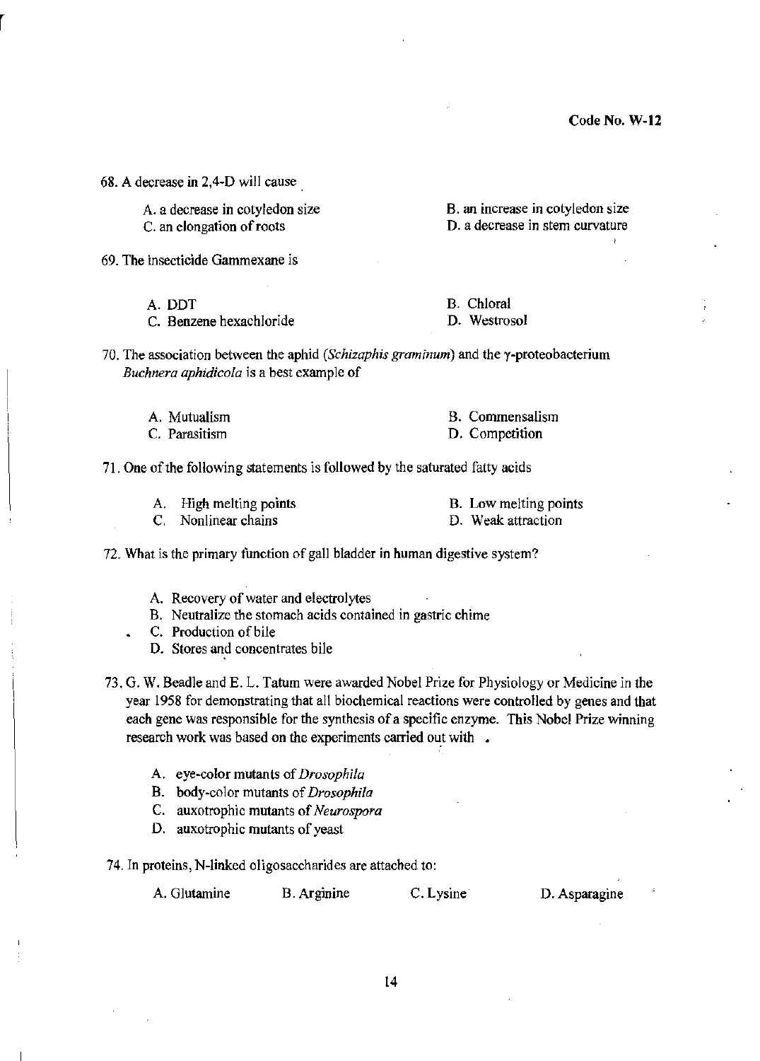68. A decrease in 2,4-D will cause

A. a decrease in cotyledon size
B. an increase in cotyledon size
C. an elongation of roots
D. a decrease in stem curvature

69. The insecticide Gammexane is

A. DDT
B. Chloral
C. Benzene hexachloride
D. Westrosol

70. The association between the aphid (*Schizaphis graminum*) and the γ-proteobacterium *Buchnera aphidicola* is a best example of

A. Mutualism
B. Commensalism
C. Parasitism
D. Competition

71. One of the following statements is followed by the saturated fatty acids

A. High melting points
B. Low melting points
C. Nonlinear chains
D. Weak attraction

72. What is the primary function of gall bladder in human digestive system?

A. Recovery of water and electrolytes
B. Neutralize the stomach acids contained in gastric chime
C. Production of bile
D. Stores and concentrates bile

73. G. W. Beadle and E. L. Tatum were awarded Nobel Prize for Physiology or Medicine in the year 1958 for demonstrating that all biochemical reactions were controlled by genes and that each gene was responsible for the synthesis of a specific enzyme. This Nobel Prize winning research work was based on the experiments carried out with .

A. eye-color mutants of *Drosophila*
B. body-color mutants of *Drosophila*
C. auxotrophic mutants of *Neurospora*
D. auxotrophic mutants of yeast

74. In proteins, N-linked oligosaccharides are attached to:

A. Glutamine
B. Arginine
C. Lysine
D. Asparagine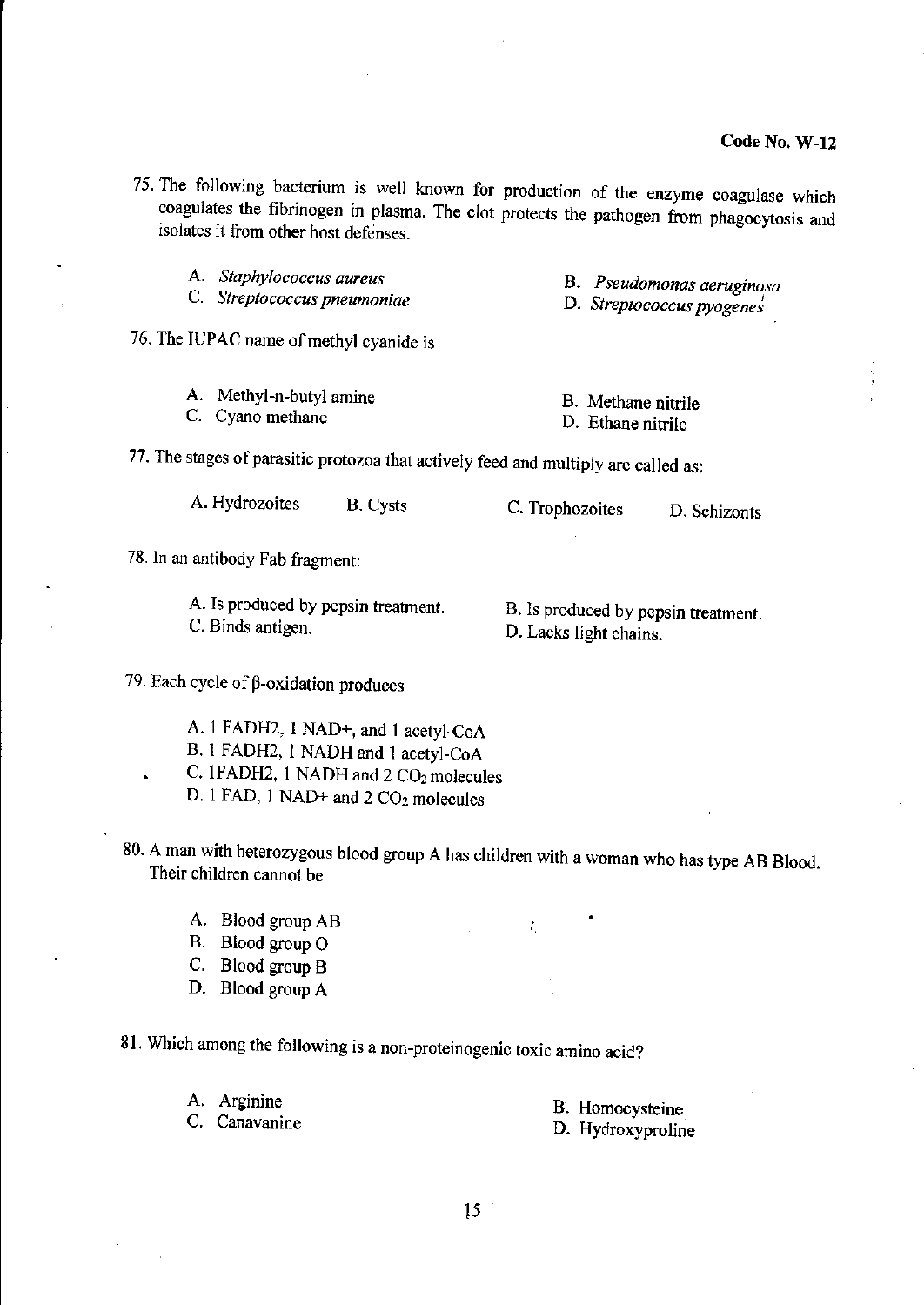75. The following bacterium is well known for production of the enzyme coagulase which coagulates the fibrinogen in plasma. The clot protects the pathogen from phagocytosis and isolates it from other host defenses.

A. *Staphylococcus aureus*
B. *Pseudomonas aeruginosa*
C. *Streptococcus pneumoniae*
D. *Streptococcus pyogenes*

76. The IUPAC name of methyl cyanide is

A. Methyl-n-butyl amine
B. Methane nitrile
C. Cyano methane
D. Ethane nitrile

77. The stages of parasitic protozoa that actively feed and multiply are called as:

A. Hydrozoites
B. Cysts
C. Trophozoites
D. Schizonts

78. In an antibody Fab fragment:

A. Is produced by pepsin treatment.
B. Is produced by pepsin treatment.
C. Binds antigen.
D. Lacks light chains.

79. Each cycle of β-oxidation produces

A. 1 FADH2, 1 NAD+, and 1 acetyl-CoA
B. 1 FADH2, 1 NADH and 1 acetyl-CoA
C. 1FADH2, 1 NADH and 2 $CO_2$ molecules
D. 1 FAD, 1 NAD+ and 2 $CO_2$ molecules

80. A man with heterozygous blood group A has children with a woman who has type AB Blood. Their children cannot be

A. Blood group AB
B. Blood group O
C. Blood group B
D. Blood group A

81. Which among the following is a non-proteinogenic toxic amino acid?

A. Arginine
B. Homocysteine
C. Canavanine
D. Hydroxyproline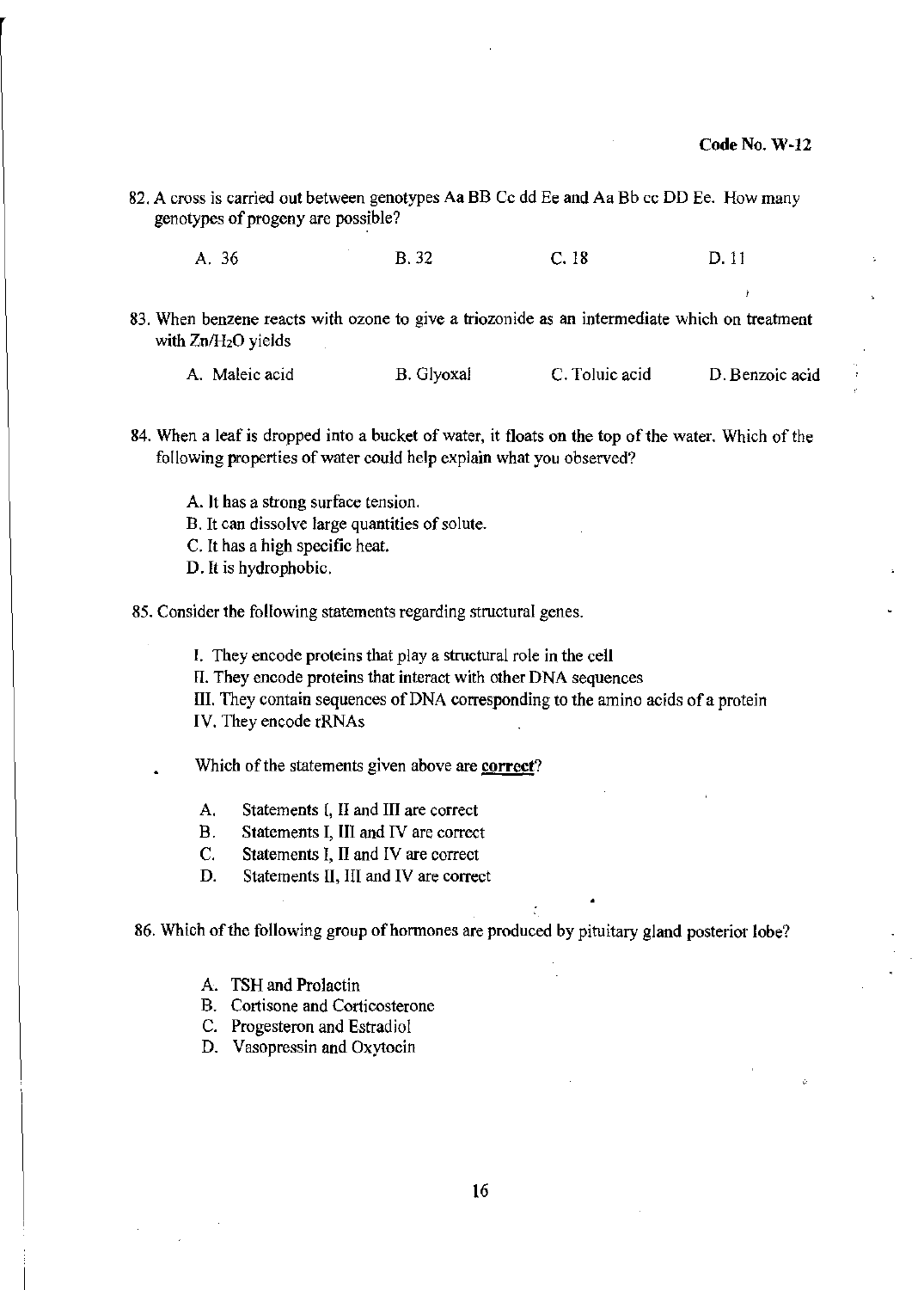Code No. W-12

82. A cross is carried out between genotypes Aa BB Cc dd Ee and Aa Bb cc DD Ee. How many genotypes of progeny are possible?

A. 36 B. 32 C. 18 D. 11

83. When benzene reacts with ozone to give a triozonide as an intermediate which on treatment with $Zn/H_2O$ yields

A. Maleic acid B. Glyoxal C. Toluic acid D. Benzoic acid

84. When a leaf is dropped into a bucket of water, it floats on the top of the water. Which of the following properties of water could help explain what you observed?

A. It has a strong surface tension.
B. It can dissolve large quantities of solute.
C. It has a high specific heat.
D. It is hydrophobic.

85. Consider the following statements regarding structural genes.

I. They encode proteins that play a structural role in the cell
II. They encode proteins that interact with other DNA sequences
III. They contain sequences of DNA corresponding to the amino acids of a protein
IV. They encode rRNAs

Which of the statements given above are **correct**?

A. Statements I, II and III are correct
B. Statements I, III and IV are correct
C. Statements I, II and IV are correct
D. Statements II, III and IV are correct

86. Which of the following group of hormones are produced by pituitary gland posterior lobe?

A. TSH and Prolactin
B. Cortisone and Corticosterone
C. Progesteron and Estradiol
D. Vasopressin and Oxytocin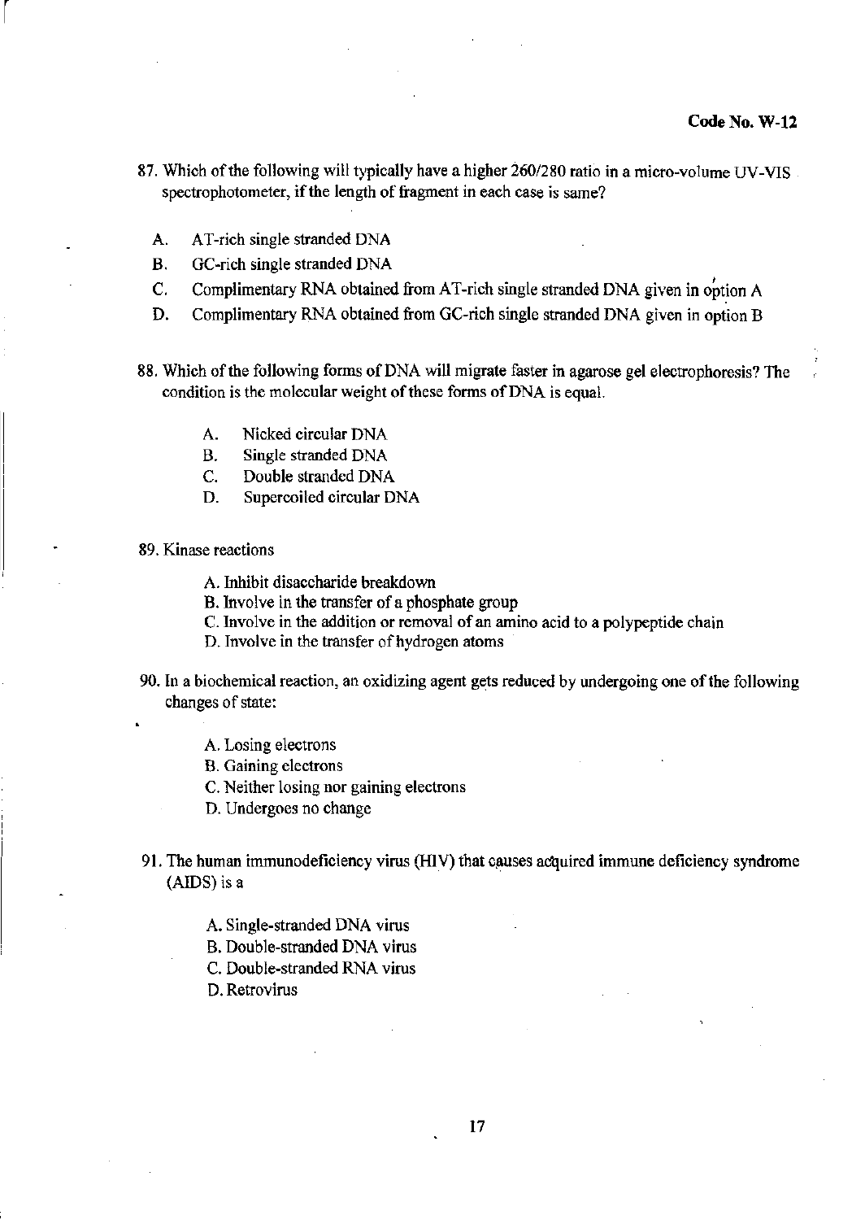87. Which of the following will typically have a higher 260/280 ratio in a micro-volume UV-VIS spectrophotometer, if the length of fragment in each case is same?

   A. AT-rich single stranded DNA
   B. GC-rich single stranded DNA
   C. Complimentary RNA obtained from AT-rich single stranded DNA given in option A
   D. Complimentary RNA obtained from GC-rich single stranded DNA given in option B

88. Which of the following forms of DNA will migrate faster in agarose gel electrophoresis? The condition is the molecular weight of these forms of DNA is equal.

   A. Nicked circular DNA
   B. Single stranded DNA
   C. Double stranded DNA
   D. Supercoiled circular DNA

89. Kinase reactions

   A. Inhibit disaccharide breakdown
   B. Involve in the transfer of a phosphate group
   C. Involve in the addition or removal of an amino acid to a polypeptide chain
   D. Involve in the transfer of hydrogen atoms

90. In a biochemical reaction, an oxidizing agent gets reduced by undergoing one of the following changes of state:

   A. Losing electrons
   B. Gaining electrons
   C. Neither losing nor gaining electrons
   D. Undergoes no change

91. The human immunodeficiency virus (HIV) that causes acquired immune deficiency syndrome (AIDS) is a

   A. Single-stranded DNA virus
   B. Double-stranded DNA virus
   C. Double-stranded RNA virus
   D. Retrovirus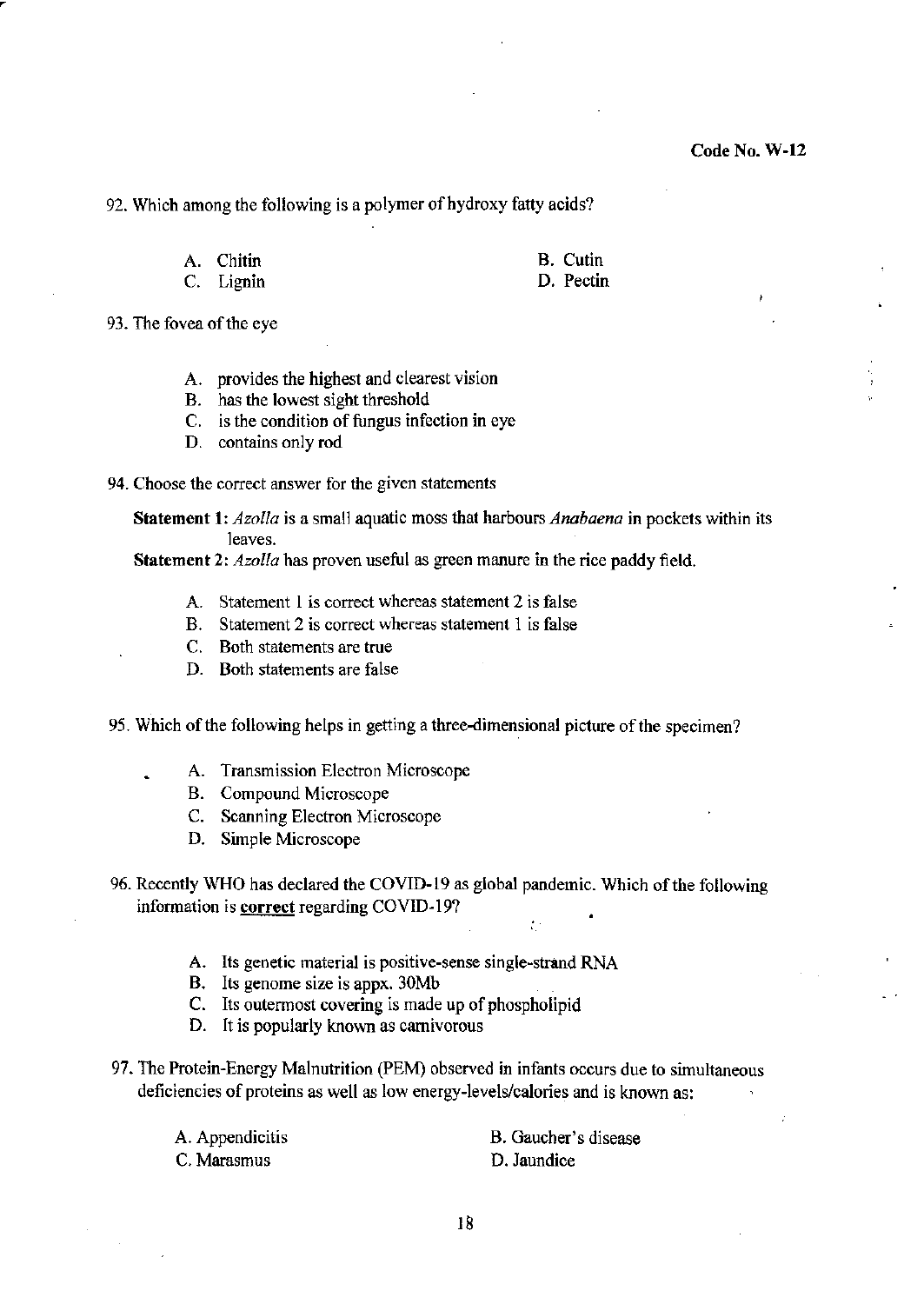Code No. W-12

92. Which among the following is a polymer of hydroxy fatty acids?

A. Chitin
B. Cutin
C. Lignin
D. Pectin

93. The fovea of the eye

A. provides the highest and clearest vision
B. has the lowest sight threshold
C. is the condition of fungus infection in eye
D. contains only rod

94. Choose the correct answer for the given statements

**Statement 1:** *Azolla* is a small aquatic moss that harbours *Anabaena* in pockets within its leaves.
**Statement 2:** *Azolla* has proven useful as green manure in the rice paddy field.

A. Statement 1 is correct whereas statement 2 is false
B. Statement 2 is correct whereas statement 1 is false
C. Both statements are true
D. Both statements are false

95. Which of the following helps in getting a three-dimensional picture of the specimen?

A. Transmission Electron Microscope
B. Compound Microscope
C. Scanning Electron Microscope
D. Simple Microscope

96. Recently WHO has declared the COVID-19 as global pandemic. Which of the following information is **correct** regarding COVID-19?

A. Its genetic material is positive-sense single-strand RNA
B. Its genome size is appx. 30Mb
C. Its outermost covering is made up of phospholipid
D. It is popularly known as carnivorous

97. The Protein-Energy Malnutrition (PEM) observed in infants occurs due to simultaneous deficiencies of proteins as well as low energy-levels/calories and is known as:

A. Appendicitis
B. Gaucher's disease
C. Marasmus
D. Jaundice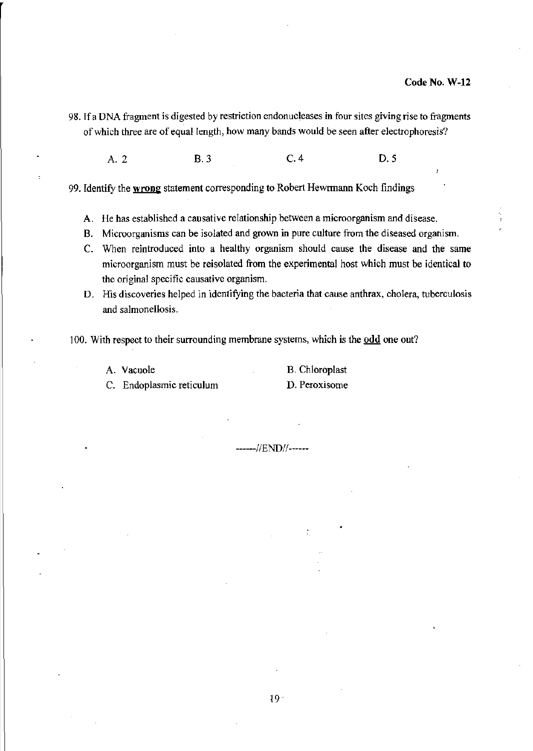98. If a DNA fragment is digested by restriction endonucleases in four sites giving rise to fragments of which three are of equal length, how many bands would be seen after electrophoresis?

A. 2 B. 3 C. 4 D. 5

99. Identify the **wrong** statement corresponding to Robert Hewrmann Koch findings

A. He has established a causative relationship between a microorganism and disease.
B. Microorganisms can be isolated and grown in pure culture from the diseased organism.
C. When reintroduced into a healthy organism should cause the disease and the same microorganism must be reisolated from the experimental host which must be identical to the original specific causative organism.
D. His discoveries helped in identifying the bacteria that cause anthrax, cholera, tuberculosis and salmonellosis.

100. With respect to their surrounding membrane systems, which is the **odd** one out?

A. Vacuole
B. Chloroplast
C. Endoplasmic reticulum
D. Peroxisome

------//END//------